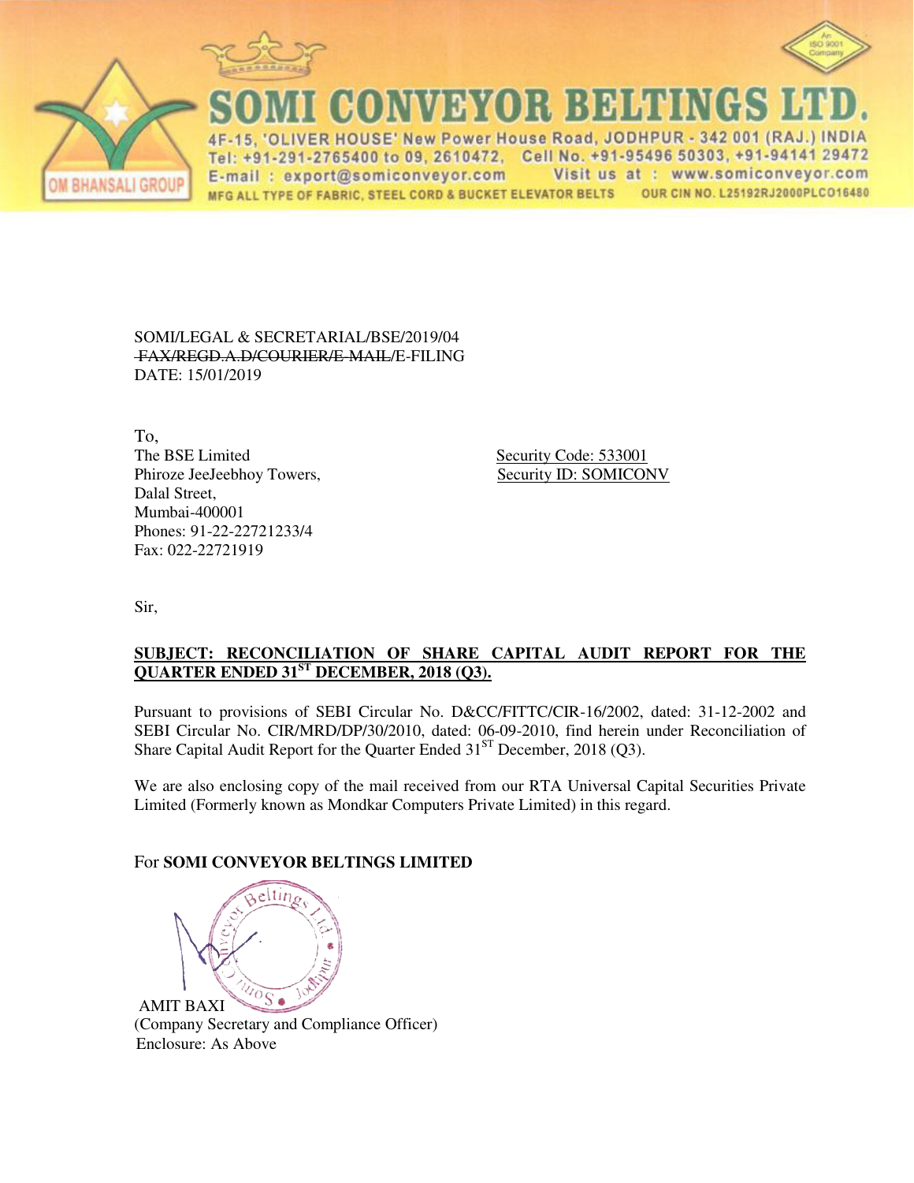# SOMI CONVEYOR BELTINGS LTD.

4F-15, 'OLIVER HOUSE' New Power House Road, JODHPUR - 342 001 (RAJ.) INDIA
Tel: +91-291-2765400 to 09, 2610472, Cell No. +91-95496 50303, +91-94141 29472
E-mail : export@somiconveyor.com Visit us at : www.somiconveyor.com
MFG ALL TYPE OF FABRIC, STEEL CORD & BUCKET ELEVATOR BELTS OUR CIN NO. L25192RJ2000PLCO16480

OM BHANSALI GROUP

SOMI/LEGAL & SECRETARIAL/BSE/2019/04
~~FAX/REGD.A.D/COURIER/E-MAIL~~/E-FILING
DATE: 15/01/2019

To,
The BSE Limited
Phiroze JeeJeebhoy Towers,
Dalal Street,
Mumbai-400001
Phones: 91-22-22721233/4
Fax: 022-22721919

Security Code: 533001
Security ID: SOMICONV

Sir,

**SUBJECT: RECONCILIATION OF SHARE CAPITAL AUDIT REPORT FOR THE QUARTER ENDED 31ST DECEMBER, 2018 (Q3).**

Pursuant to provisions of SEBI Circular No. D&CC/FITTC/CIR-16/2002, dated: 31-12-2002 and SEBI Circular No. CIR/MRD/DP/30/2010, dated: 06-09-2010, find herein under Reconciliation of Share Capital Audit Report for the Quarter Ended 31ST December, 2018 (Q3).

We are also enclosing copy of the mail received from our RTA Universal Capital Securities Private Limited (Formerly known as Mondkar Computers Private Limited) in this regard.

For **SOMI CONVEYOR BELTINGS LIMITED**

AMIT BAXI
(Company Secretary and Compliance Officer)
Enclosure: As Above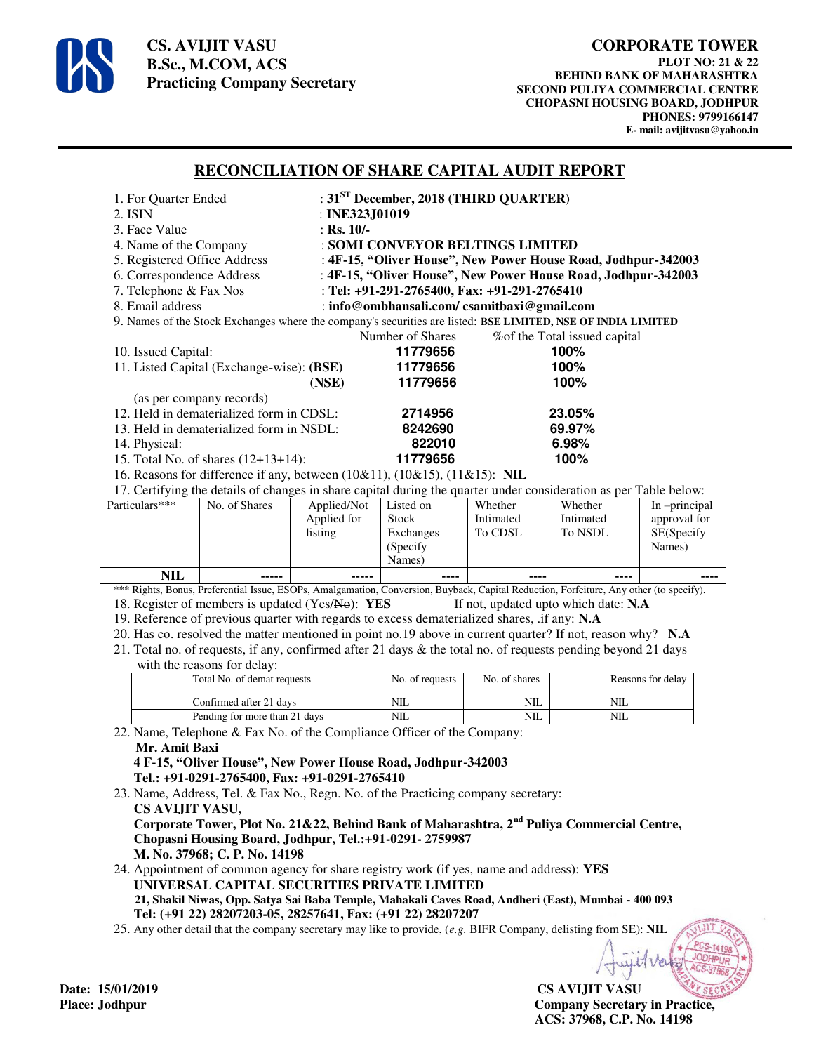**CS. AVIJIT VASU**
**B.Sc., M.COM, ACS**
**Practicing Company Secretary**

**CORPORATE TOWER**
**PLOT NO: 21 & 22**
**BEHIND BANK OF MAHARASHTRA**
**SECOND PULIYA COMMERCIAL CENTRE**
**CHOPASNI HOUSING BOARD, JODHPUR**
**PHONES: 9799166147**
**E- mail: avijitvasu@yahoo.in**

# RECONCILIATION OF SHARE CAPITAL AUDIT REPORT

1. For Quarter Ended : **31[ST] December, 2018 (THIRD QUARTER)**
2. ISIN : **INE323J01019**
3. Face Value : **Rs. 10/-**
4. Name of the Company : **SOMI CONVEYOR BELTINGS LIMITED**
5. Registered Office Address : **4F-15, "Oliver House", New Power House Road, Jodhpur-342003**
6. Correspondence Address : **4F-15, "Oliver House", New Power House Road, Jodhpur-342003**
7. Telephone & Fax Nos : **Tel: +91-291-2765400, Fax: +91-291-2765410**
8. Email address : **info@ombhansali.com/ csamitbaxi@gmail.com**
9. Names of the Stock Exchanges where the company's securities are listed: **BSE LIMITED, NSE OF INDIA LIMITED**

| | Number of Shares | %of the Total issued capital |
|---|---|---|
| 10. Issued Capital: | **11779656** | **100%** |
| 11. Listed Capital (Exchange-wise): **(BSE)** | **11779656** | **100%** |
| **(NSE)** | **11779656** | **100%** |
| (as per company records) | | |
| 12. Held in dematerialized form in CDSL: | **2714956** | **23.05%** |
| 13. Held in dematerialized form in NSDL: | **8242690** | **69.97%** |
| 14. Physical: | **822010** | **6.98%** |
| 15. Total No. of shares (12+13+14): | **11779656** | **100%** |

16. Reasons for difference if any, between (10&11), (10&15), (11&15): **NIL**
17. Certifying the details of changes in share capital during the quarter under consideration as per Table below:

| Particulars*** | No. of Shares | Applied/Not Applied for listing | Listed on Stock Exchanges (Specify Names) | Whether Intimated To CDSL | Whether Intimated To NSDL | In –principal approval for SE(Specify Names) |
|---|---|---|---|---|---|---|
| **NIL** | ----- | ----- | ---- | ---- | ---- | ---- |

*** Rights, Bonus, Preferential Issue, ESOPs, Amalgamation, Conversion, Buyback, Capital Reduction, Forfeiture, Any other (to specify).

18. Register of members is updated (Yes/~~No~~): **YES** If not, updated upto which date: **N.A**
19. Reference of previous quarter with regards to excess dematerialized shares, .if any: **N.A**
20. Has co. resolved the matter mentioned in point no.19 above in current quarter? If not, reason why? **N.A**
21. Total no. of requests, if any, confirmed after 21 days & the total no. of requests pending beyond 21 days with the reasons for delay:

| Total No. of demat requests | No. of requests | No. of shares | Reasons for delay |
|---|---|---|---|
| Confirmed after 21 days | NIL | NIL | NIL |
| Pending for more than 21 days | NIL | NIL | NIL |

22. Name, Telephone & Fax No. of the Compliance Officer of the Company:
    **Mr. Amit Baxi**
    **4 F-15, "Oliver House", New Power House Road, Jodhpur-342003**
    **Tel.: +91-0291-2765400, Fax: +91-0291-2765410**
23. Name, Address, Tel. & Fax No., Regn. No. of the Practicing company secretary:
    **CS AVIJIT VASU,**
    **Corporate Tower, Plot No. 21&22, Behind Bank of Maharashtra, 2[nd] Puliya Commercial Centre, Chopasni Housing Board, Jodhpur, Tel.:+91-0291- 2759987**
    **M. No. 37968; C. P. No. 14198**
24. Appointment of common agency for share registry work (if yes, name and address): **YES**
    **UNIVERSAL CAPITAL SECURITIES PRIVATE LIMITED**
    **21, Shakil Niwas, Opp. Satya Sai Baba Temple, Mahakali Caves Road, Andheri (East), Mumbai - 400 093**
    **Tel: (+91 22) 28207203-05, 28257641, Fax: (+91 22) 28207207**
25. Any other detail that the company secretary may like to provide, (*e.g.* BIFR Company, delisting from SE): **NIL**

**Date: 15/01/2019**
**Place: Jodhpur**

**CS AVIJIT VASU**
**Company Secretary in Practice,**
**ACS: 37968, C.P. No. 14198**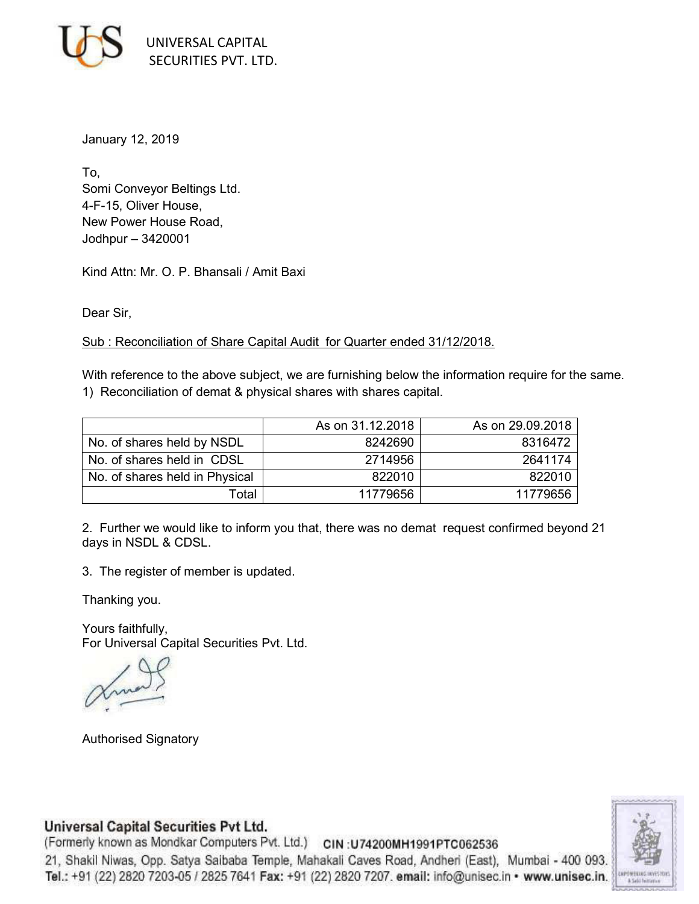UNIVERSAL CAPITAL SECURITIES PVT. LTD.

January 12, 2019

To,
Somi Conveyor Beltings Ltd.
4-F-15, Oliver House,
New Power House Road,
Jodhpur – 3420001

Kind Attn: Mr. O. P. Bhansali / Amit Baxi

Dear Sir,

Sub : Reconciliation of Share Capital Audit for Quarter ended 31/12/2018.

With reference to the above subject, we are furnishing below the information require for the same.

1) Reconciliation of demat & physical shares with shares capital.

| | As on 31.12.2018 | As on 29.09.2018 |
|---|---|---|
| No. of shares held by NSDL | 8242690 | 8316472 |
| No. of shares held in CDSL | 2714956 | 2641174 |
| No. of shares held in Physical | 822010 | 822010 |
| Total | 11779656 | 11779656 |

2. Further we would like to inform you that, there was no demat request confirmed beyond 21 days in NSDL & CDSL.

3. The register of member is updated.

Thanking you.

Yours faithfully,
For Universal Capital Securities Pvt. Ltd.

Authorised Signatory

**Universal Capital Securities Pvt Ltd.**
(Formerly known as Mondkar Computers Pvt. Ltd.) CIN :U74200MH1991PTC062536
21, Shakil Niwas, Opp. Satya Saibaba Temple, Mahakali Caves Road, Andheri (East), Mumbai - 400 093.
**Tel.:** +91 (22) 2820 7203-05 / 2825 7641 **Fax:** +91 (22) 2820 7207. **email:** info@unisec.in • **www.unisec.in.**